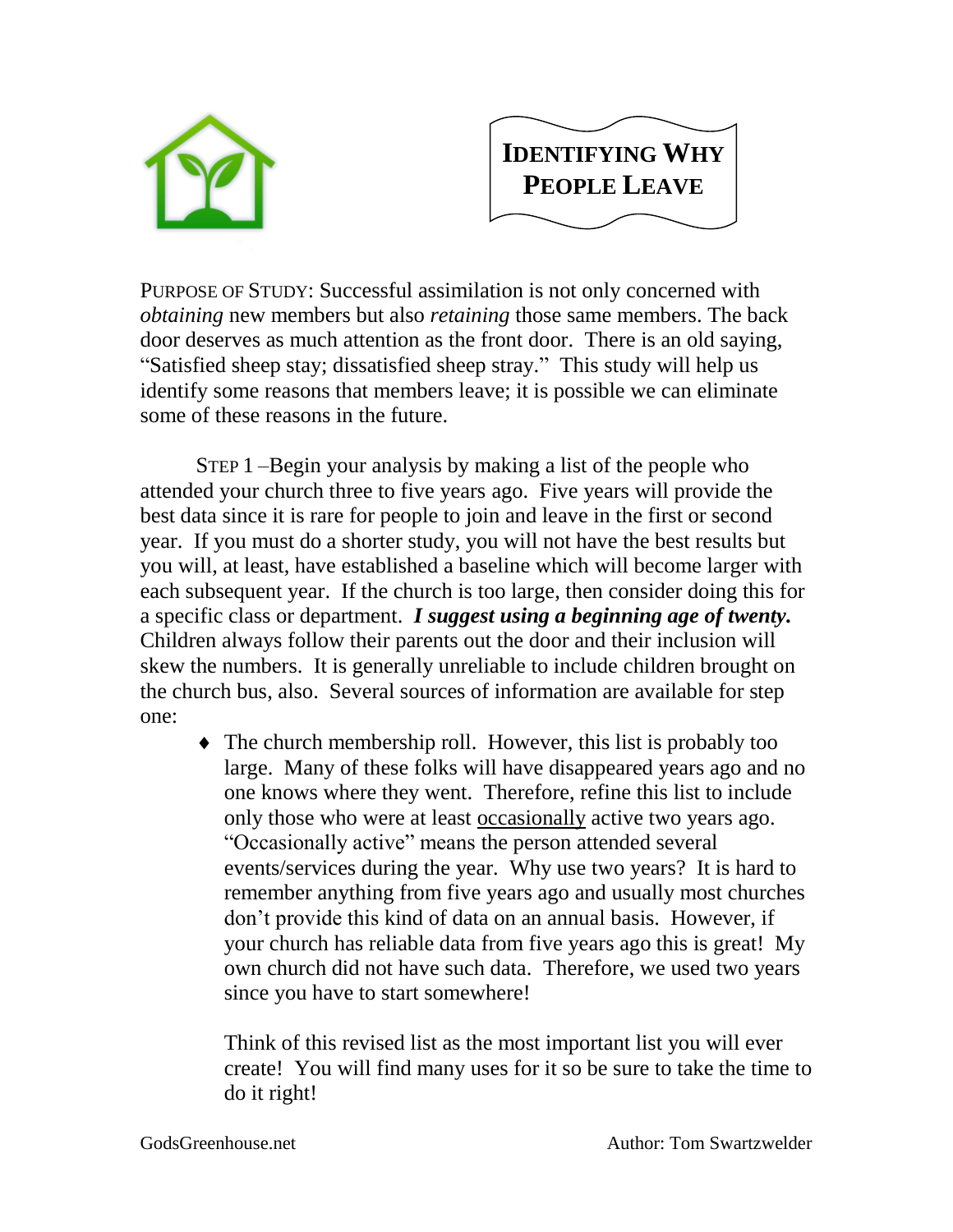# Identifying Why People Leave

PURPOSE OF STUDY: Successful assimilation is not only concerned with *obtaining* new members but also *retaining* those same members. The back door deserves as much attention as the front door. There is an old saying, "Satisfied sheep stay; dissatisfied sheep stray." This study will help us identify some reasons that members leave; it is possible we can eliminate some of these reasons in the future.

STEP 1 –Begin your analysis by making a list of the people who attended your church three to five years ago. Five years will provide the best data since it is rare for people to join and leave in the first or second year. If you must do a shorter study, you will not have the best results but you will, at least, have established a baseline which will become larger with each subsequent year. If the church is too large, then consider doing this for a specific class or department. ***I suggest using a beginning age of twenty.*** Children always follow their parents out the door and their inclusion will skew the numbers. It is generally unreliable to include children brought on the church bus, also. Several sources of information are available for step one:

- The church membership roll. However, this list is probably too large. Many of these folks will have disappeared years ago and no one knows where they went. Therefore, refine this list to include only those who were at least <u>occasionally</u> active two years ago. "Occasionally active" means the person attended several events/services during the year. Why use two years? It is hard to remember anything from five years ago and usually most churches don't provide this kind of data on an annual basis. However, if your church has reliable data from five years ago this is great! My own church did not have such data. Therefore, we used two years since you have to start somewhere!

  Think of this revised list as the most important list you will ever create! You will find many uses for it so be sure to take the time to do it right!

GodsGreenhouse.net Author: Tom Swartzwelder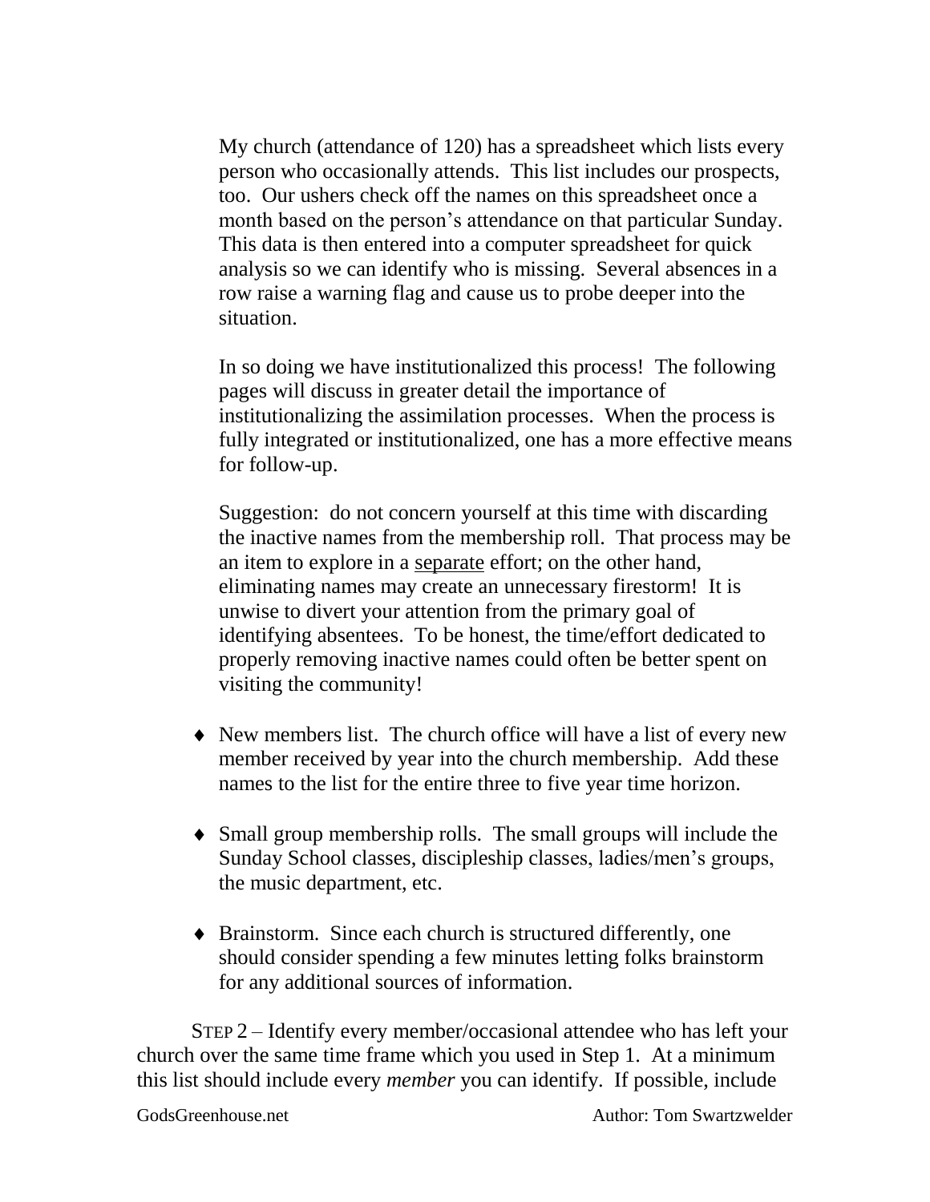My church (attendance of 120) has a spreadsheet which lists every person who occasionally attends. This list includes our prospects, too. Our ushers check off the names on this spreadsheet once a month based on the person's attendance on that particular Sunday. This data is then entered into a computer spreadsheet for quick analysis so we can identify who is missing. Several absences in a row raise a warning flag and cause us to probe deeper into the situation.

In so doing we have institutionalized this process! The following pages will discuss in greater detail the importance of institutionalizing the assimilation processes. When the process is fully integrated or institutionalized, one has a more effective means for follow-up.

Suggestion: do not concern yourself at this time with discarding the inactive names from the membership roll. That process may be an item to explore in a <u>separate</u> effort; on the other hand, eliminating names may create an unnecessary firestorm! It is unwise to divert your attention from the primary goal of identifying absentees. To be honest, the time/effort dedicated to properly removing inactive names could often be better spent on visiting the community!

- New members list. The church office will have a list of every new member received by year into the church membership. Add these names to the list for the entire three to five year time horizon.

- Small group membership rolls. The small groups will include the Sunday School classes, discipleship classes, ladies/men's groups, the music department, etc.

- Brainstorm. Since each church is structured differently, one should consider spending a few minutes letting folks brainstorm for any additional sources of information.

STEP 2 – Identify every member/occasional attendee who has left your church over the same time frame which you used in Step 1. At a minimum this list should include every *member* you can identify. If possible, include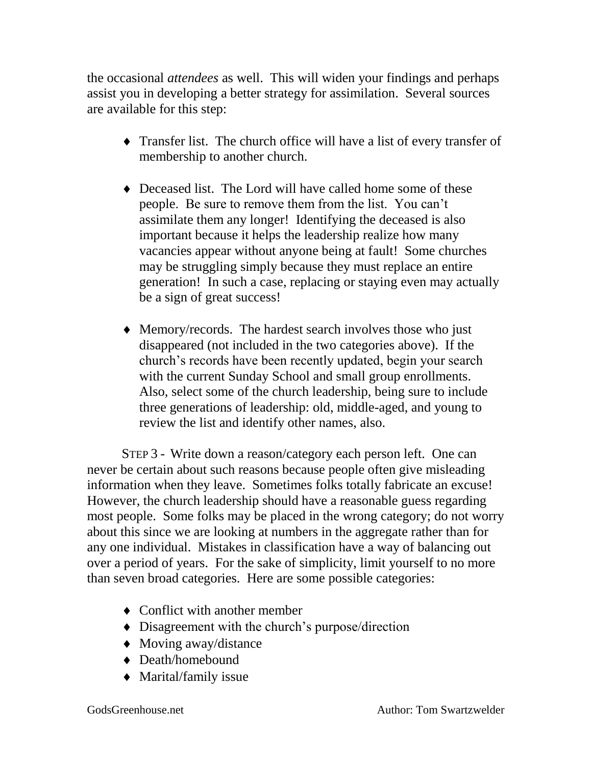the occasional *attendees* as well. This will widen your findings and perhaps assist you in developing a better strategy for assimilation. Several sources are available for this step:

- Transfer list. The church office will have a list of every transfer of membership to another church.

- Deceased list. The Lord will have called home some of these people. Be sure to remove them from the list. You can't assimilate them any longer! Identifying the deceased is also important because it helps the leadership realize how many vacancies appear without anyone being at fault! Some churches may be struggling simply because they must replace an entire generation! In such a case, replacing or staying even may actually be a sign of great success!

- Memory/records. The hardest search involves those who just disappeared (not included in the two categories above). If the church's records have been recently updated, begin your search with the current Sunday School and small group enrollments. Also, select some of the church leadership, being sure to include three generations of leadership: old, middle-aged, and young to review the list and identify other names, also.

STEP 3 - Write down a reason/category each person left. One can never be certain about such reasons because people often give misleading information when they leave. Sometimes folks totally fabricate an excuse! However, the church leadership should have a reasonable guess regarding most people. Some folks may be placed in the wrong category; do not worry about this since we are looking at numbers in the aggregate rather than for any one individual. Mistakes in classification have a way of balancing out over a period of years. For the sake of simplicity, limit yourself to no more than seven broad categories. Here are some possible categories:

- Conflict with another member
- Disagreement with the church's purpose/direction
- Moving away/distance
- Death/homebound
- Marital/family issue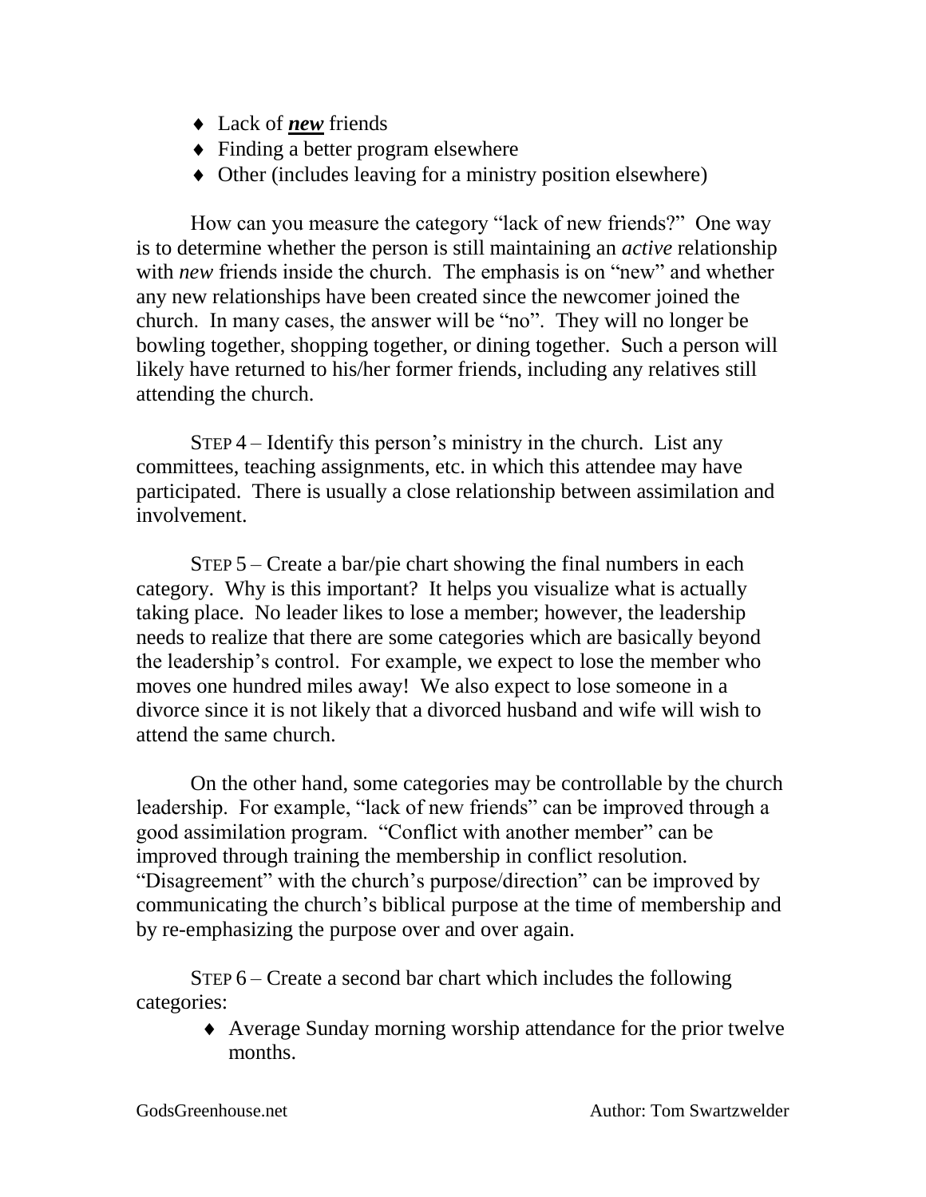- Lack of ***new*** friends
- Finding a better program elsewhere
- Other (includes leaving for a ministry position elsewhere)

How can you measure the category “lack of new friends?” One way is to determine whether the person is still maintaining an *active* relationship with *new* friends inside the church. The emphasis is on “new” and whether any new relationships have been created since the newcomer joined the church. In many cases, the answer will be “no”. They will no longer be bowling together, shopping together, or dining together. Such a person will likely have returned to his/her former friends, including any relatives still attending the church.

STEP 4 – Identify this person’s ministry in the church. List any committees, teaching assignments, etc. in which this attendee may have participated. There is usually a close relationship between assimilation and involvement.

STEP 5 – Create a bar/pie chart showing the final numbers in each category. Why is this important? It helps you visualize what is actually taking place. No leader likes to lose a member; however, the leadership needs to realize that there are some categories which are basically beyond the leadership’s control. For example, we expect to lose the member who moves one hundred miles away! We also expect to lose someone in a divorce since it is not likely that a divorced husband and wife will wish to attend the same church.

On the other hand, some categories may be controllable by the church leadership. For example, “lack of new friends” can be improved through a good assimilation program. “Conflict with another member” can be improved through training the membership in conflict resolution. “Disagreement” with the church’s purpose/direction” can be improved by communicating the church’s biblical purpose at the time of membership and by re-emphasizing the purpose over and over again.

STEP 6 – Create a second bar chart which includes the following categories:

- Average Sunday morning worship attendance for the prior twelve months.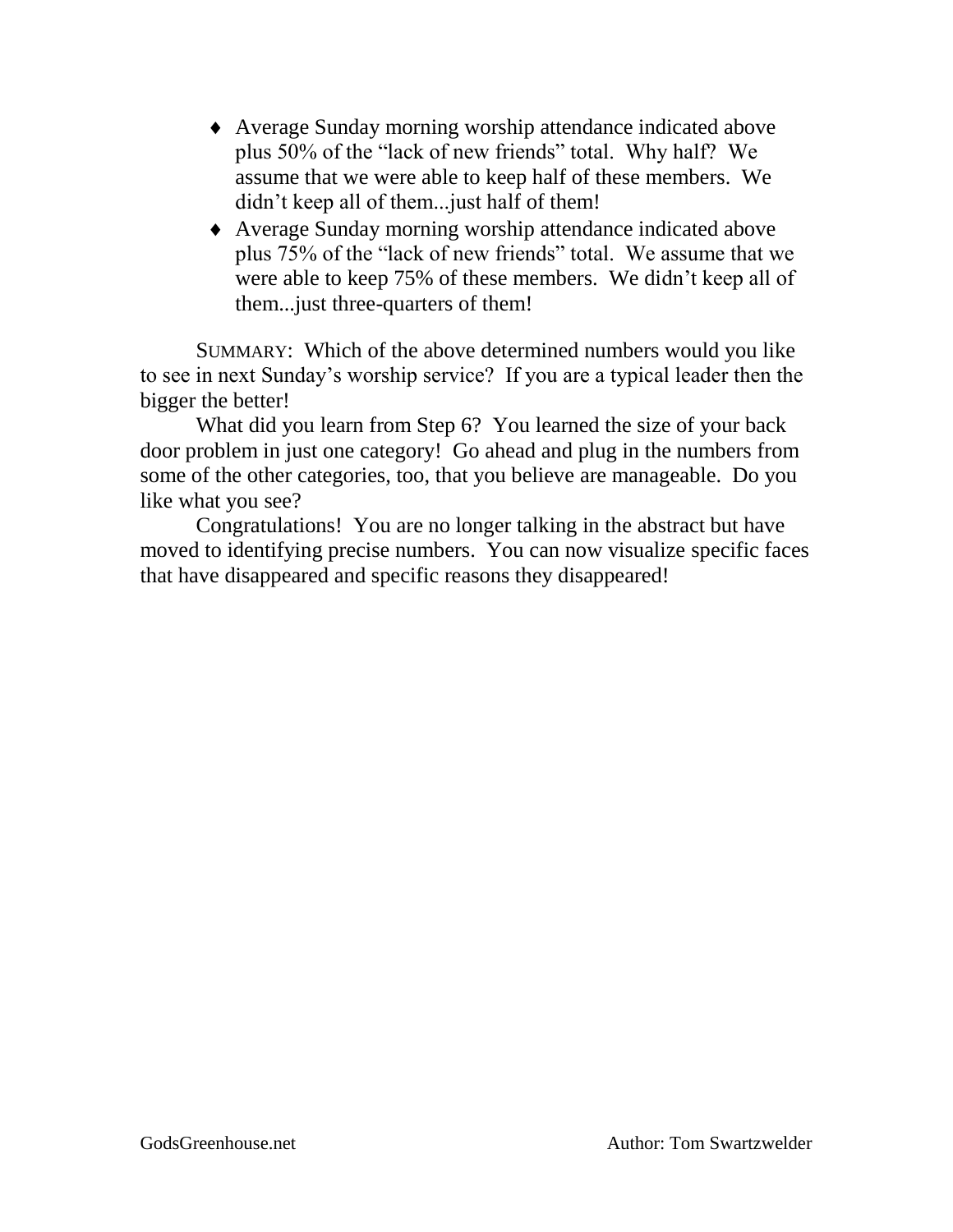- Average Sunday morning worship attendance indicated above plus 50% of the “lack of new friends” total. Why half? We assume that we were able to keep half of these members. We didn’t keep all of them...just half of them!
- Average Sunday morning worship attendance indicated above plus 75% of the “lack of new friends” total. We assume that we were able to keep 75% of these members. We didn’t keep all of them...just three-quarters of them!

SUMMARY: Which of the above determined numbers would you like to see in next Sunday’s worship service? If you are a typical leader then the bigger the better!

What did you learn from Step 6? You learned the size of your back door problem in just one category! Go ahead and plug in the numbers from some of the other categories, too, that you believe are manageable. Do you like what you see?

Congratulations! You are no longer talking in the abstract but have moved to identifying precise numbers. You can now visualize specific faces that have disappeared and specific reasons they disappeared!